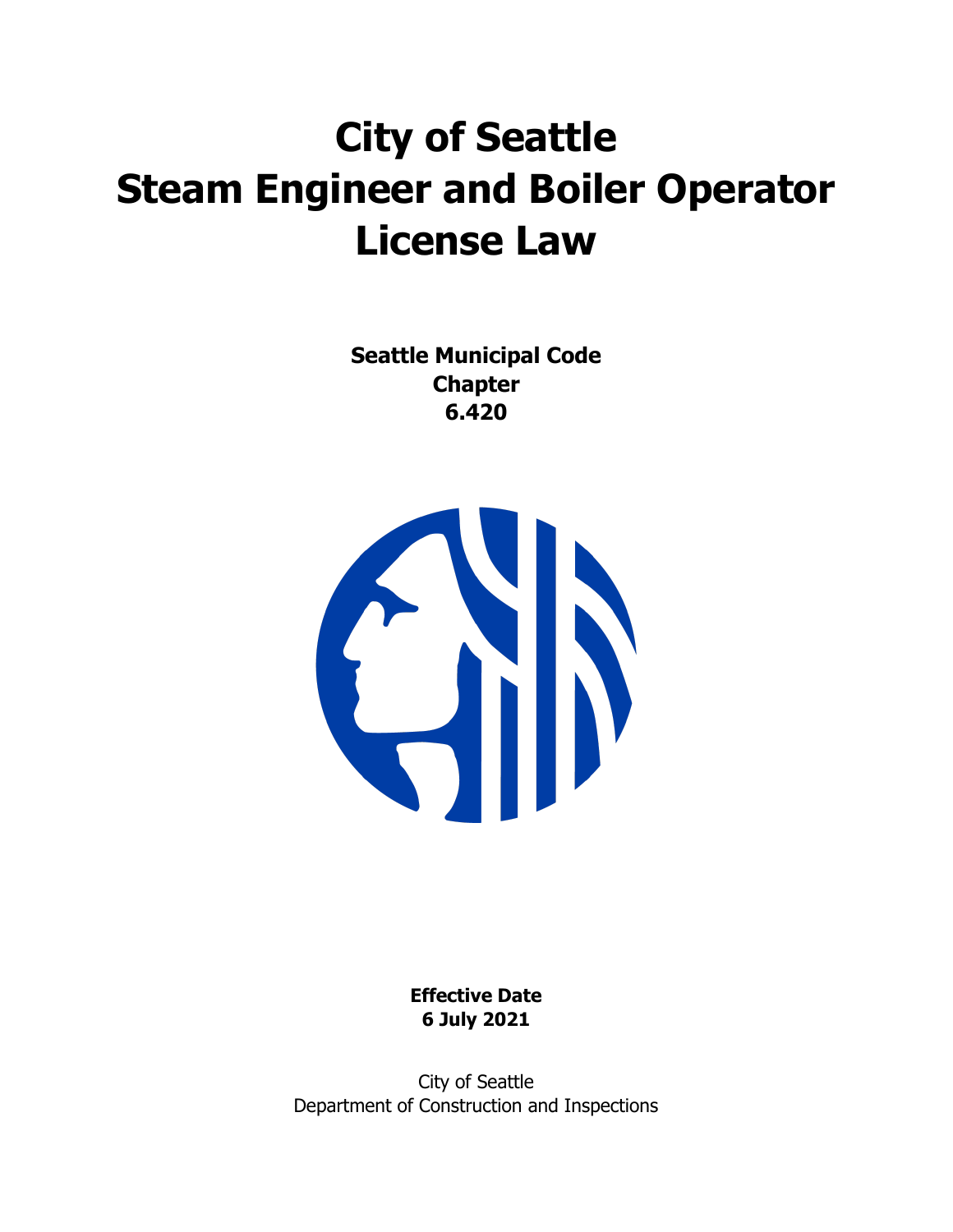# City of Seattle
# Steam Engineer and Boiler Operator License Law

**Seattle Municipal Code**
**Chapter**
**6.420**

**Effective Date**
**6 July 2021**

City of Seattle
Department of Construction and Inspections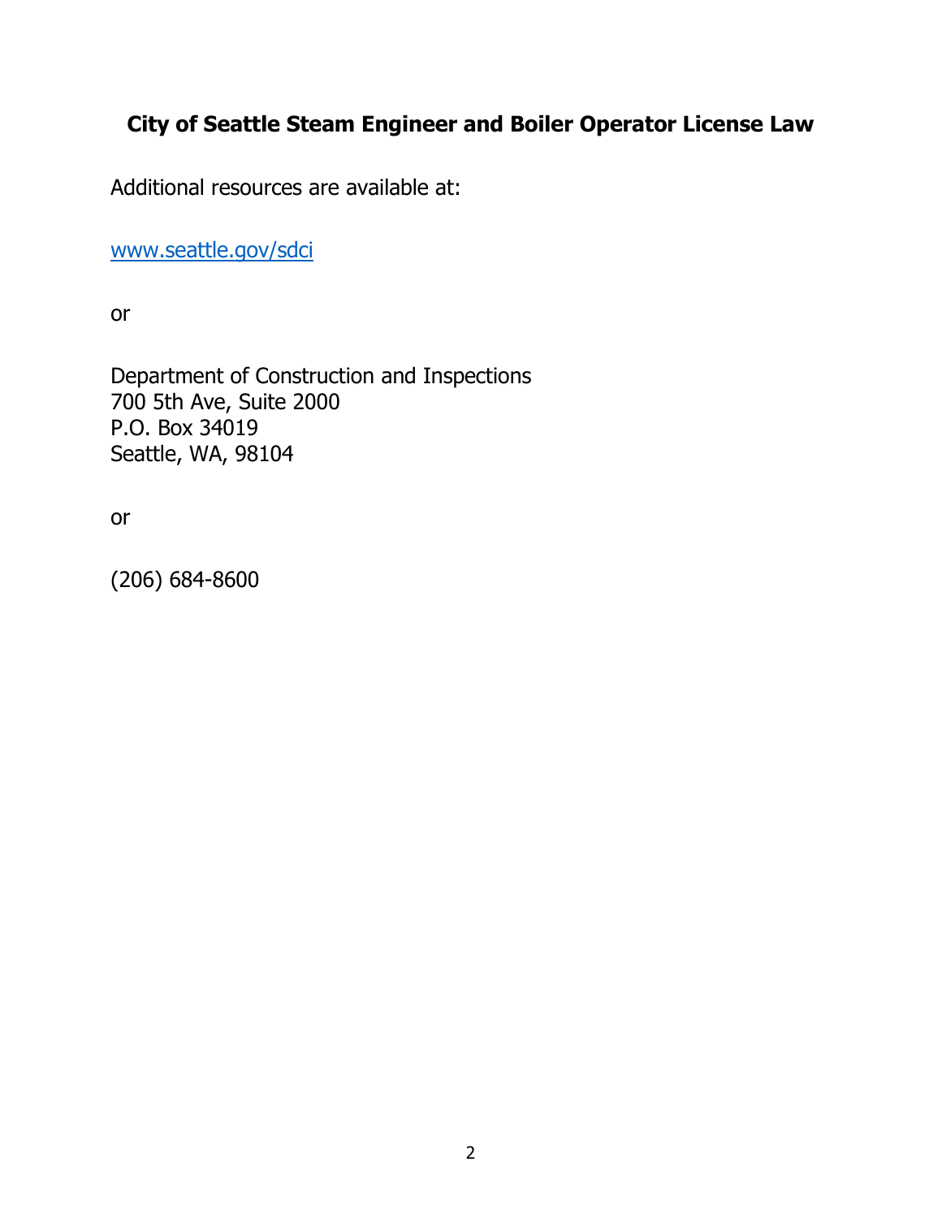## City of Seattle Steam Engineer and Boiler Operator License Law

Additional resources are available at:

www.seattle.gov/sdci

or

Department of Construction and Inspections
700 5th Ave, Suite 2000
P.O. Box 34019
Seattle, WA, 98104

or

(206) 684-8600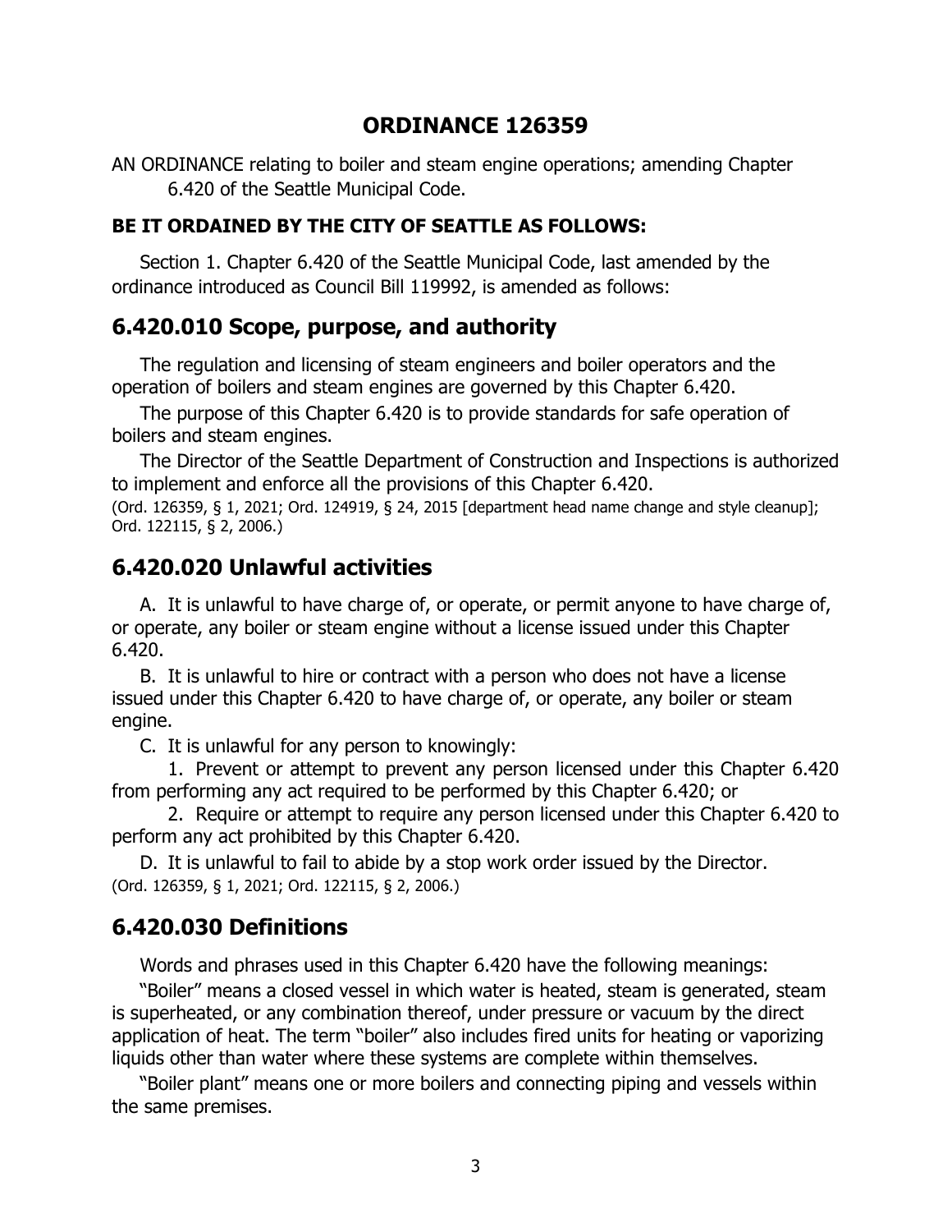# ORDINANCE 126359

AN ORDINANCE relating to boiler and steam engine operations; amending Chapter 6.420 of the Seattle Municipal Code.

**BE IT ORDAINED BY THE CITY OF SEATTLE AS FOLLOWS:**

Section 1. Chapter 6.420 of the Seattle Municipal Code, last amended by the ordinance introduced as Council Bill 119992, is amended as follows:

## 6.420.010 Scope, purpose, and authority

The regulation and licensing of steam engineers and boiler operators and the operation of boilers and steam engines are governed by this Chapter 6.420.

The purpose of this Chapter 6.420 is to provide standards for safe operation of boilers and steam engines.

The Director of the Seattle Department of Construction and Inspections is authorized to implement and enforce all the provisions of this Chapter 6.420.

(Ord. 126359, § 1, 2021; Ord. 124919, § 24, 2015 [department head name change and style cleanup]; Ord. 122115, § 2, 2006.)

## 6.420.020 Unlawful activities

A. It is unlawful to have charge of, or operate, or permit anyone to have charge of, or operate, any boiler or steam engine without a license issued under this Chapter 6.420.

B. It is unlawful to hire or contract with a person who does not have a license issued under this Chapter 6.420 to have charge of, or operate, any boiler or steam engine.

C. It is unlawful for any person to knowingly:

1. Prevent or attempt to prevent any person licensed under this Chapter 6.420 from performing any act required to be performed by this Chapter 6.420; or

2. Require or attempt to require any person licensed under this Chapter 6.420 to perform any act prohibited by this Chapter 6.420.

D. It is unlawful to fail to abide by a stop work order issued by the Director.

(Ord. 126359, § 1, 2021; Ord. 122115, § 2, 2006.)

## 6.420.030 Definitions

Words and phrases used in this Chapter 6.420 have the following meanings:

"Boiler" means a closed vessel in which water is heated, steam is generated, steam is superheated, or any combination thereof, under pressure or vacuum by the direct application of heat. The term "boiler" also includes fired units for heating or vaporizing liquids other than water where these systems are complete within themselves.

"Boiler plant" means one or more boilers and connecting piping and vessels within the same premises.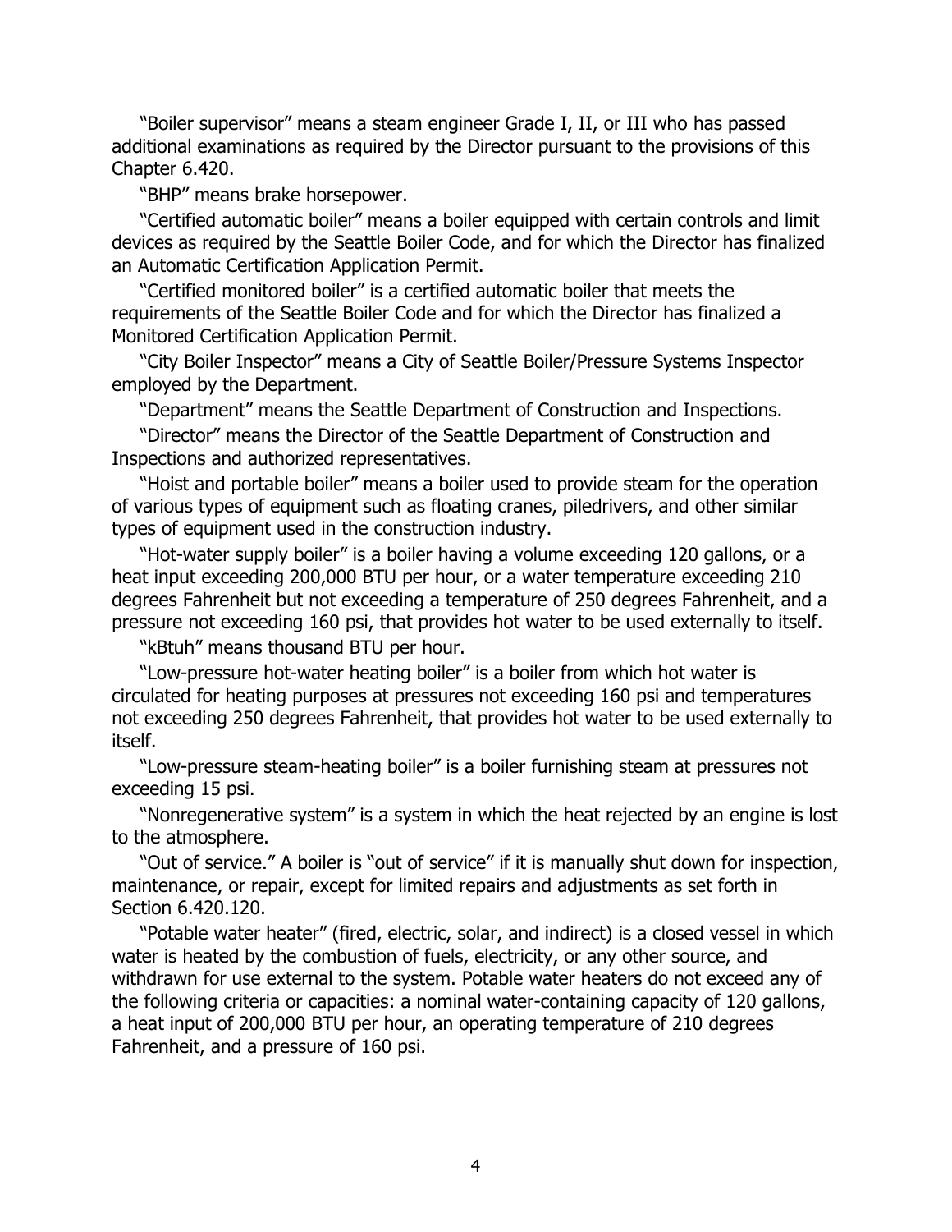"Boiler supervisor" means a steam engineer Grade I, II, or III who has passed additional examinations as required by the Director pursuant to the provisions of this Chapter 6.420.

"BHP" means brake horsepower.

"Certified automatic boiler" means a boiler equipped with certain controls and limit devices as required by the Seattle Boiler Code, and for which the Director has finalized an Automatic Certification Application Permit.

"Certified monitored boiler" is a certified automatic boiler that meets the requirements of the Seattle Boiler Code and for which the Director has finalized a Monitored Certification Application Permit.

"City Boiler Inspector" means a City of Seattle Boiler/Pressure Systems Inspector employed by the Department.

"Department" means the Seattle Department of Construction and Inspections.

"Director" means the Director of the Seattle Department of Construction and Inspections and authorized representatives.

"Hoist and portable boiler" means a boiler used to provide steam for the operation of various types of equipment such as floating cranes, piledrivers, and other similar types of equipment used in the construction industry.

"Hot-water supply boiler" is a boiler having a volume exceeding 120 gallons, or a heat input exceeding 200,000 BTU per hour, or a water temperature exceeding 210 degrees Fahrenheit but not exceeding a temperature of 250 degrees Fahrenheit, and a pressure not exceeding 160 psi, that provides hot water to be used externally to itself.

"kBtuh" means thousand BTU per hour.

"Low-pressure hot-water heating boiler" is a boiler from which hot water is circulated for heating purposes at pressures not exceeding 160 psi and temperatures not exceeding 250 degrees Fahrenheit, that provides hot water to be used externally to itself.

"Low-pressure steam-heating boiler" is a boiler furnishing steam at pressures not exceeding 15 psi.

"Nonregenerative system" is a system in which the heat rejected by an engine is lost to the atmosphere.

"Out of service." A boiler is "out of service" if it is manually shut down for inspection, maintenance, or repair, except for limited repairs and adjustments as set forth in Section 6.420.120.

"Potable water heater" (fired, electric, solar, and indirect) is a closed vessel in which water is heated by the combustion of fuels, electricity, or any other source, and withdrawn for use external to the system. Potable water heaters do not exceed any of the following criteria or capacities: a nominal water-containing capacity of 120 gallons, a heat input of 200,000 BTU per hour, an operating temperature of 210 degrees Fahrenheit, and a pressure of 160 psi.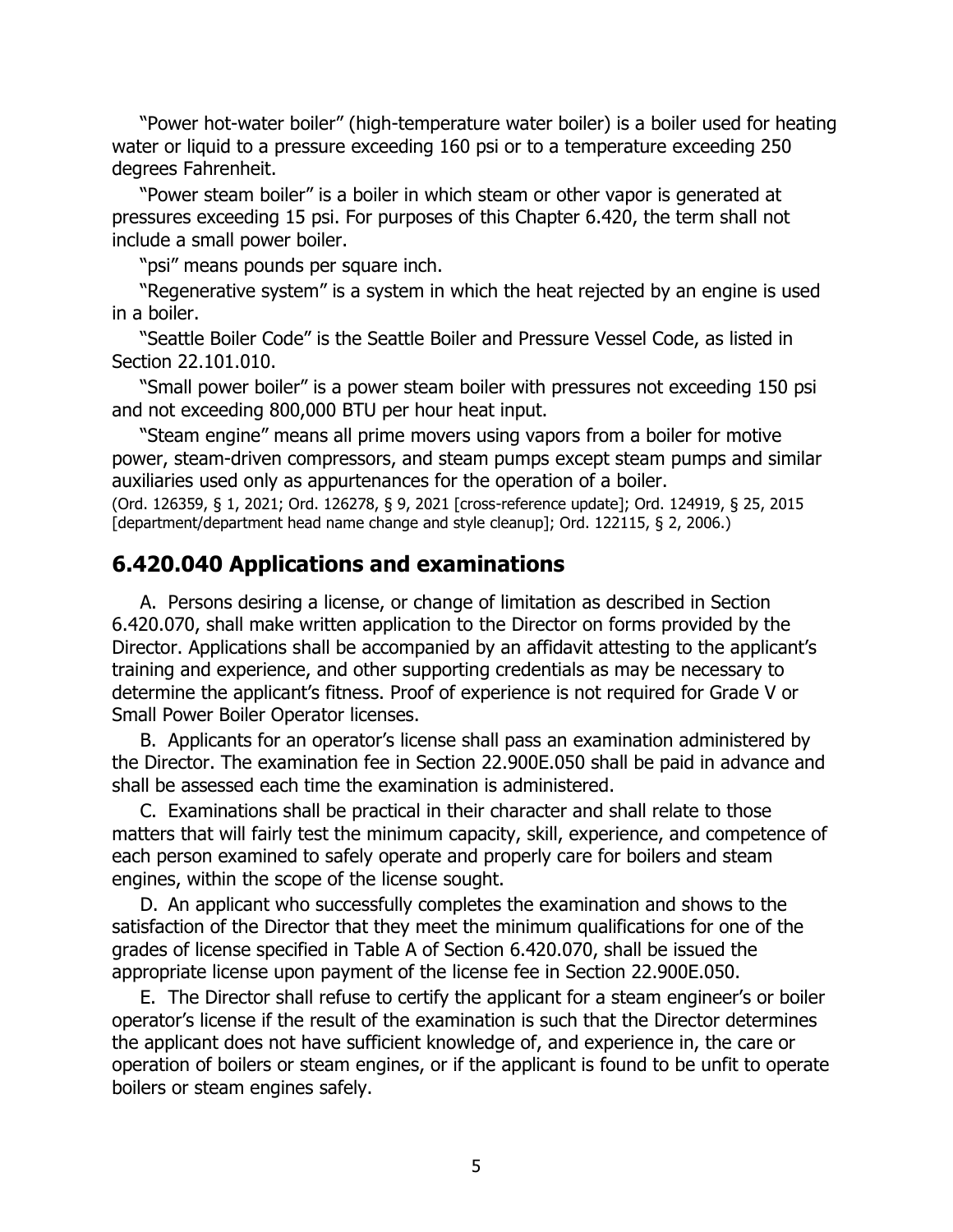"Power hot-water boiler" (high-temperature water boiler) is a boiler used for heating water or liquid to a pressure exceeding 160 psi or to a temperature exceeding 250 degrees Fahrenheit.

"Power steam boiler" is a boiler in which steam or other vapor is generated at pressures exceeding 15 psi. For purposes of this Chapter 6.420, the term shall not include a small power boiler.

"psi" means pounds per square inch.

"Regenerative system" is a system in which the heat rejected by an engine is used in a boiler.

"Seattle Boiler Code" is the Seattle Boiler and Pressure Vessel Code, as listed in Section 22.101.010.

"Small power boiler" is a power steam boiler with pressures not exceeding 150 psi and not exceeding 800,000 BTU per hour heat input.

"Steam engine" means all prime movers using vapors from a boiler for motive power, steam-driven compressors, and steam pumps except steam pumps and similar auxiliaries used only as appurtenances for the operation of a boiler.

(Ord. 126359, § 1, 2021; Ord. 126278, § 9, 2021 [cross-reference update]; Ord. 124919, § 25, 2015 [department/department head name change and style cleanup]; Ord. 122115, § 2, 2006.)

## 6.420.040 Applications and examinations

A. Persons desiring a license, or change of limitation as described in Section 6.420.070, shall make written application to the Director on forms provided by the Director. Applications shall be accompanied by an affidavit attesting to the applicant's training and experience, and other supporting credentials as may be necessary to determine the applicant's fitness. Proof of experience is not required for Grade V or Small Power Boiler Operator licenses.

B. Applicants for an operator's license shall pass an examination administered by the Director. The examination fee in Section 22.900E.050 shall be paid in advance and shall be assessed each time the examination is administered.

C. Examinations shall be practical in their character and shall relate to those matters that will fairly test the minimum capacity, skill, experience, and competence of each person examined to safely operate and properly care for boilers and steam engines, within the scope of the license sought.

D. An applicant who successfully completes the examination and shows to the satisfaction of the Director that they meet the minimum qualifications for one of the grades of license specified in Table A of Section 6.420.070, shall be issued the appropriate license upon payment of the license fee in Section 22.900E.050.

E. The Director shall refuse to certify the applicant for a steam engineer's or boiler operator's license if the result of the examination is such that the Director determines the applicant does not have sufficient knowledge of, and experience in, the care or operation of boilers or steam engines, or if the applicant is found to be unfit to operate boilers or steam engines safely.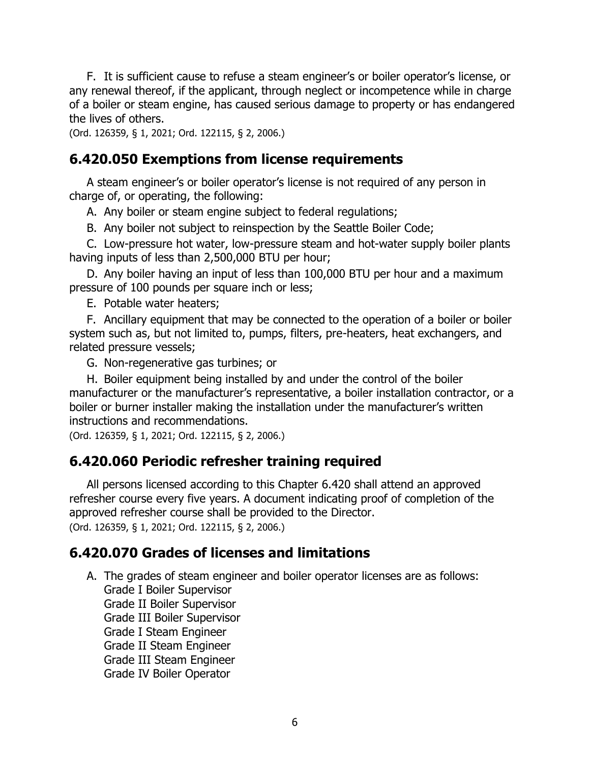F. It is sufficient cause to refuse a steam engineer's or boiler operator's license, or any renewal thereof, if the applicant, through neglect or incompetence while in charge of a boiler or steam engine, has caused serious damage to property or has endangered the lives of others.

(Ord. 126359, § 1, 2021; Ord. 122115, § 2, 2006.)

## 6.420.050 Exemptions from license requirements

A steam engineer's or boiler operator's license is not required of any person in charge of, or operating, the following:

A. Any boiler or steam engine subject to federal regulations;

B. Any boiler not subject to reinspection by the Seattle Boiler Code;

C. Low-pressure hot water, low-pressure steam and hot-water supply boiler plants having inputs of less than 2,500,000 BTU per hour;

D. Any boiler having an input of less than 100,000 BTU per hour and a maximum pressure of 100 pounds per square inch or less;

E. Potable water heaters;

F. Ancillary equipment that may be connected to the operation of a boiler or boiler system such as, but not limited to, pumps, filters, pre-heaters, heat exchangers, and related pressure vessels;

G. Non-regenerative gas turbines; or

H. Boiler equipment being installed by and under the control of the boiler manufacturer or the manufacturer's representative, a boiler installation contractor, or a boiler or burner installer making the installation under the manufacturer's written instructions and recommendations.

(Ord. 126359, § 1, 2021; Ord. 122115, § 2, 2006.)

## 6.420.060 Periodic refresher training required

All persons licensed according to this Chapter 6.420 shall attend an approved refresher course every five years. A document indicating proof of completion of the approved refresher course shall be provided to the Director.

(Ord. 126359, § 1, 2021; Ord. 122115, § 2, 2006.)

## 6.420.070 Grades of licenses and limitations

A. The grades of steam engineer and boiler operator licenses are as follows:
   Grade I Boiler Supervisor
   Grade II Boiler Supervisor
   Grade III Boiler Supervisor
   Grade I Steam Engineer
   Grade II Steam Engineer
   Grade III Steam Engineer
   Grade IV Boiler Operator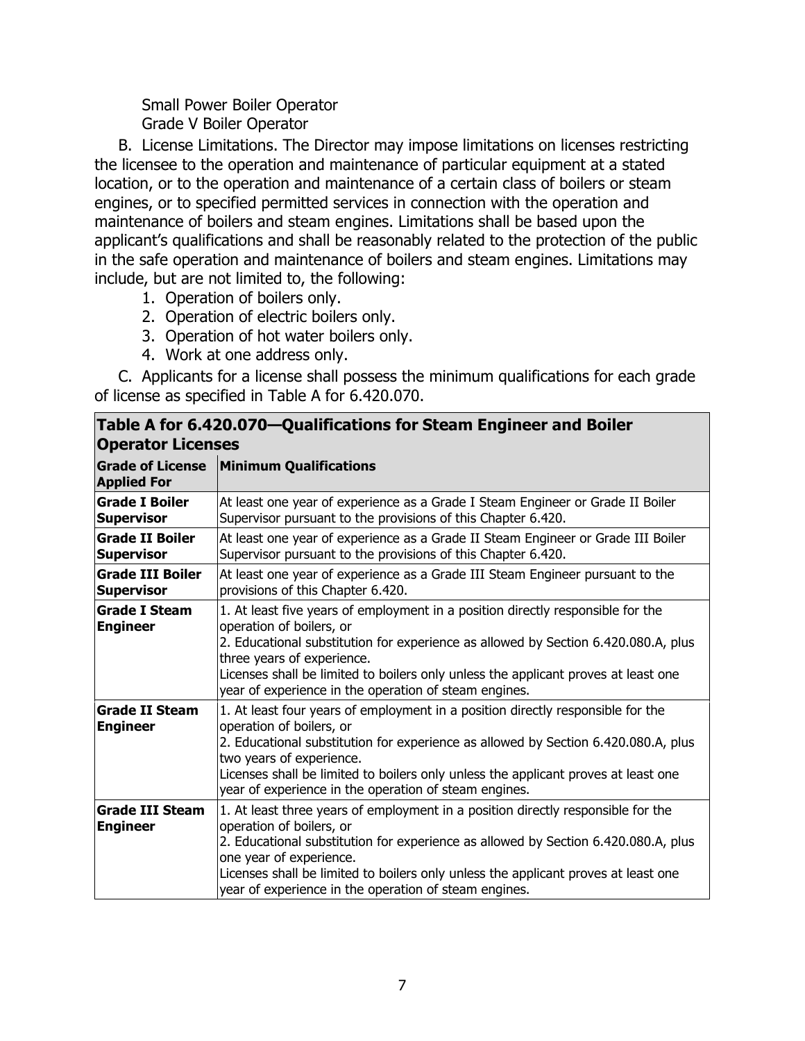Small Power Boiler Operator
Grade V Boiler Operator

B. License Limitations. The Director may impose limitations on licenses restricting the licensee to the operation and maintenance of particular equipment at a stated location, or to the operation and maintenance of a certain class of boilers or steam engines, or to specified permitted services in connection with the operation and maintenance of boilers and steam engines. Limitations shall be based upon the applicant's qualifications and shall be reasonably related to the protection of the public in the safe operation and maintenance of boilers and steam engines. Limitations may include, but are not limited to, the following:

1. Operation of boilers only.
2. Operation of electric boilers only.
3. Operation of hot water boilers only.
4. Work at one address only.

C. Applicants for a license shall possess the minimum qualifications for each grade of license as specified in Table A for 6.420.070.

**Table A for 6.420.070—Qualifications for Steam Engineer and Boiler Operator Licenses**

| Grade of License Applied For | Minimum Qualifications |
|---|---|
| **Grade I Boiler Supervisor** | At least one year of experience as a Grade I Steam Engineer or Grade II Boiler Supervisor pursuant to the provisions of this Chapter 6.420. |
| **Grade II Boiler Supervisor** | At least one year of experience as a Grade II Steam Engineer or Grade III Boiler Supervisor pursuant to the provisions of this Chapter 6.420. |
| **Grade III Boiler Supervisor** | At least one year of experience as a Grade III Steam Engineer pursuant to the provisions of this Chapter 6.420. |
| **Grade I Steam Engineer** | 1. At least five years of employment in a position directly responsible for the operation of boilers, or<br>2. Educational substitution for experience as allowed by Section 6.420.080.A, plus three years of experience.<br>Licenses shall be limited to boilers only unless the applicant proves at least one year of experience in the operation of steam engines. |
| **Grade II Steam Engineer** | 1. At least four years of employment in a position directly responsible for the operation of boilers, or<br>2. Educational substitution for experience as allowed by Section 6.420.080.A, plus two years of experience.<br>Licenses shall be limited to boilers only unless the applicant proves at least one year of experience in the operation of steam engines. |
| **Grade III Steam Engineer** | 1. At least three years of employment in a position directly responsible for the operation of boilers, or<br>2. Educational substitution for experience as allowed by Section 6.420.080.A, plus one year of experience.<br>Licenses shall be limited to boilers only unless the applicant proves at least one year of experience in the operation of steam engines. |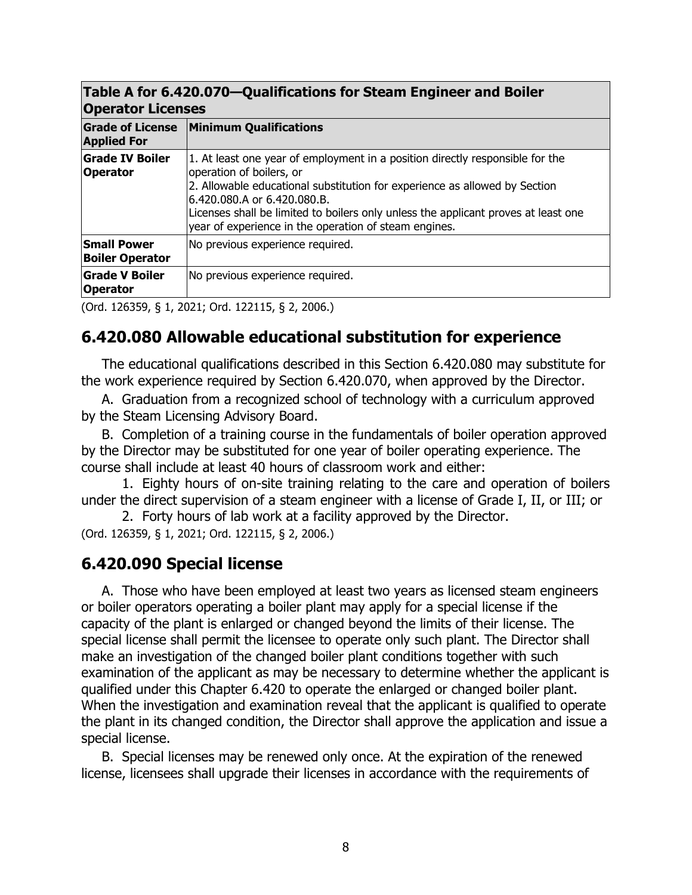| Table A for 6.420.070—Qualifications for Steam Engineer and Boiler Operator Licenses | |
|---|---|
| **Grade of License Applied For** | **Minimum Qualifications** |
| **Grade IV Boiler Operator** | 1. At least one year of employment in a position directly responsible for the operation of boilers, or<br>2. Allowable educational substitution for experience as allowed by Section 6.420.080.A or 6.420.080.B.<br>Licenses shall be limited to boilers only unless the applicant proves at least one year of experience in the operation of steam engines. |
| **Small Power Boiler Operator** | No previous experience required. |
| **Grade V Boiler Operator** | No previous experience required. |

(Ord. 126359, § 1, 2021; Ord. 122115, § 2, 2006.)

## 6.420.080 Allowable educational substitution for experience

The educational qualifications described in this Section 6.420.080 may substitute for the work experience required by Section 6.420.070, when approved by the Director.

A. Graduation from a recognized school of technology with a curriculum approved by the Steam Licensing Advisory Board.

B. Completion of a training course in the fundamentals of boiler operation approved by the Director may be substituted for one year of boiler operating experience. The course shall include at least 40 hours of classroom work and either:

1. Eighty hours of on-site training relating to the care and operation of boilers under the direct supervision of a steam engineer with a license of Grade I, II, or III; or

2. Forty hours of lab work at a facility approved by the Director.

(Ord. 126359, § 1, 2021; Ord. 122115, § 2, 2006.)

## 6.420.090 Special license

A. Those who have been employed at least two years as licensed steam engineers or boiler operators operating a boiler plant may apply for a special license if the capacity of the plant is enlarged or changed beyond the limits of their license. The special license shall permit the licensee to operate only such plant. The Director shall make an investigation of the changed boiler plant conditions together with such examination of the applicant as may be necessary to determine whether the applicant is qualified under this Chapter 6.420 to operate the enlarged or changed boiler plant. When the investigation and examination reveal that the applicant is qualified to operate the plant in its changed condition, the Director shall approve the application and issue a special license.

B. Special licenses may be renewed only once. At the expiration of the renewed license, licensees shall upgrade their licenses in accordance with the requirements of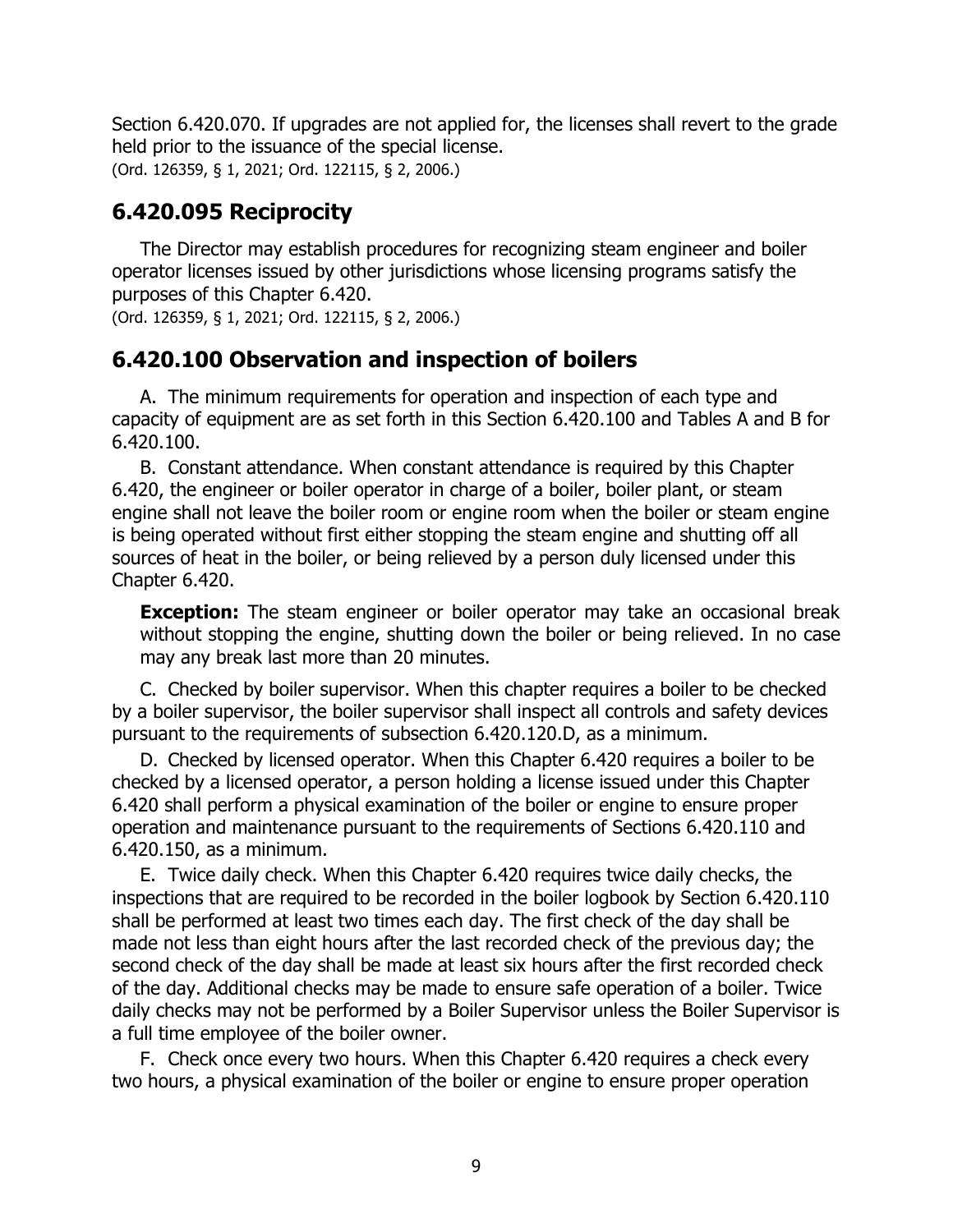Section 6.420.070. If upgrades are not applied for, the licenses shall revert to the grade held prior to the issuance of the special license.
(Ord. 126359, § 1, 2021; Ord. 122115, § 2, 2006.)

## 6.420.095 Reciprocity

The Director may establish procedures for recognizing steam engineer and boiler operator licenses issued by other jurisdictions whose licensing programs satisfy the purposes of this Chapter 6.420.
(Ord. 126359, § 1, 2021; Ord. 122115, § 2, 2006.)

## 6.420.100 Observation and inspection of boilers

A. The minimum requirements for operation and inspection of each type and capacity of equipment are as set forth in this Section 6.420.100 and Tables A and B for 6.420.100.

B. Constant attendance. When constant attendance is required by this Chapter 6.420, the engineer or boiler operator in charge of a boiler, boiler plant, or steam engine shall not leave the boiler room or engine room when the boiler or steam engine is being operated without first either stopping the steam engine and shutting off all sources of heat in the boiler, or being relieved by a person duly licensed under this Chapter 6.420.

> **Exception:** The steam engineer or boiler operator may take an occasional break without stopping the engine, shutting down the boiler or being relieved. In no case may any break last more than 20 minutes.

C. Checked by boiler supervisor. When this chapter requires a boiler to be checked by a boiler supervisor, the boiler supervisor shall inspect all controls and safety devices pursuant to the requirements of subsection 6.420.120.D, as a minimum.

D. Checked by licensed operator. When this Chapter 6.420 requires a boiler to be checked by a licensed operator, a person holding a license issued under this Chapter 6.420 shall perform a physical examination of the boiler or engine to ensure proper operation and maintenance pursuant to the requirements of Sections 6.420.110 and 6.420.150, as a minimum.

E. Twice daily check. When this Chapter 6.420 requires twice daily checks, the inspections that are required to be recorded in the boiler logbook by Section 6.420.110 shall be performed at least two times each day. The first check of the day shall be made not less than eight hours after the last recorded check of the previous day; the second check of the day shall be made at least six hours after the first recorded check of the day. Additional checks may be made to ensure safe operation of a boiler. Twice daily checks may not be performed by a Boiler Supervisor unless the Boiler Supervisor is a full time employee of the boiler owner.

F. Check once every two hours. When this Chapter 6.420 requires a check every two hours, a physical examination of the boiler or engine to ensure proper operation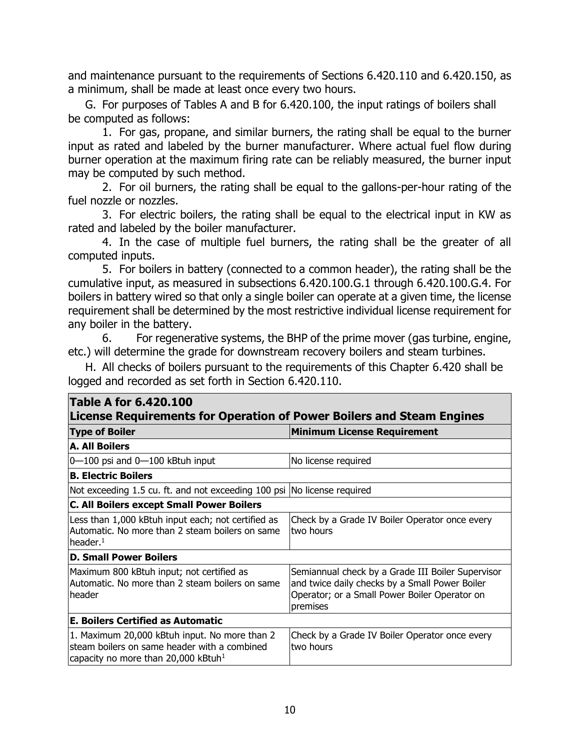and maintenance pursuant to the requirements of Sections 6.420.110 and 6.420.150, as a minimum, shall be made at least once every two hours.

G. For purposes of Tables A and B for 6.420.100, the input ratings of boilers shall be computed as follows:

1. For gas, propane, and similar burners, the rating shall be equal to the burner input as rated and labeled by the burner manufacturer. Where actual fuel flow during burner operation at the maximum firing rate can be reliably measured, the burner input may be computed by such method.

2. For oil burners, the rating shall be equal to the gallons-per-hour rating of the fuel nozzle or nozzles.

3. For electric boilers, the rating shall be equal to the electrical input in KW as rated and labeled by the boiler manufacturer.

4. In the case of multiple fuel burners, the rating shall be the greater of all computed inputs.

5. For boilers in battery (connected to a common header), the rating shall be the cumulative input, as measured in subsections 6.420.100.G.1 through 6.420.100.G.4. For boilers in battery wired so that only a single boiler can operate at a given time, the license requirement shall be determined by the most restrictive individual license requirement for any boiler in the battery.

6. For regenerative systems, the BHP of the prime mover (gas turbine, engine, etc.) will determine the grade for downstream recovery boilers and steam turbines.

H. All checks of boilers pursuant to the requirements of this Chapter 6.420 shall be logged and recorded as set forth in Section 6.420.110.

**Table A for 6.420.100**
**License Requirements for Operation of Power Boilers and Steam Engines**

| Type of Boiler | Minimum License Requirement |
|---|---|
| **A. All Boilers** | |
| 0—100 psi and 0—100 kBtuh input | No license required |
| **B. Electric Boilers** | |
| Not exceeding 1.5 cu. ft. and not exceeding 100 psi | No license required |
| **C. All Boilers except Small Power Boilers** | |
| Less than 1,000 kBtuh input each; not certified as Automatic. No more than 2 steam boilers on same header.[1] | Check by a Grade IV Boiler Operator once every two hours |
| **D. Small Power Boilers** | |
| Maximum 800 kBtuh input; not certified as Automatic. No more than 2 steam boilers on same header | Semiannual check by a Grade III Boiler Supervisor and twice daily checks by a Small Power Boiler Operator; or a Small Power Boiler Operator on premises |
| **E. Boilers Certified as Automatic** | |
| 1. Maximum 20,000 kBtuh input. No more than 2 steam boilers on same header with a combined capacity no more than 20,000 kBtuh[1] | Check by a Grade IV Boiler Operator once every two hours |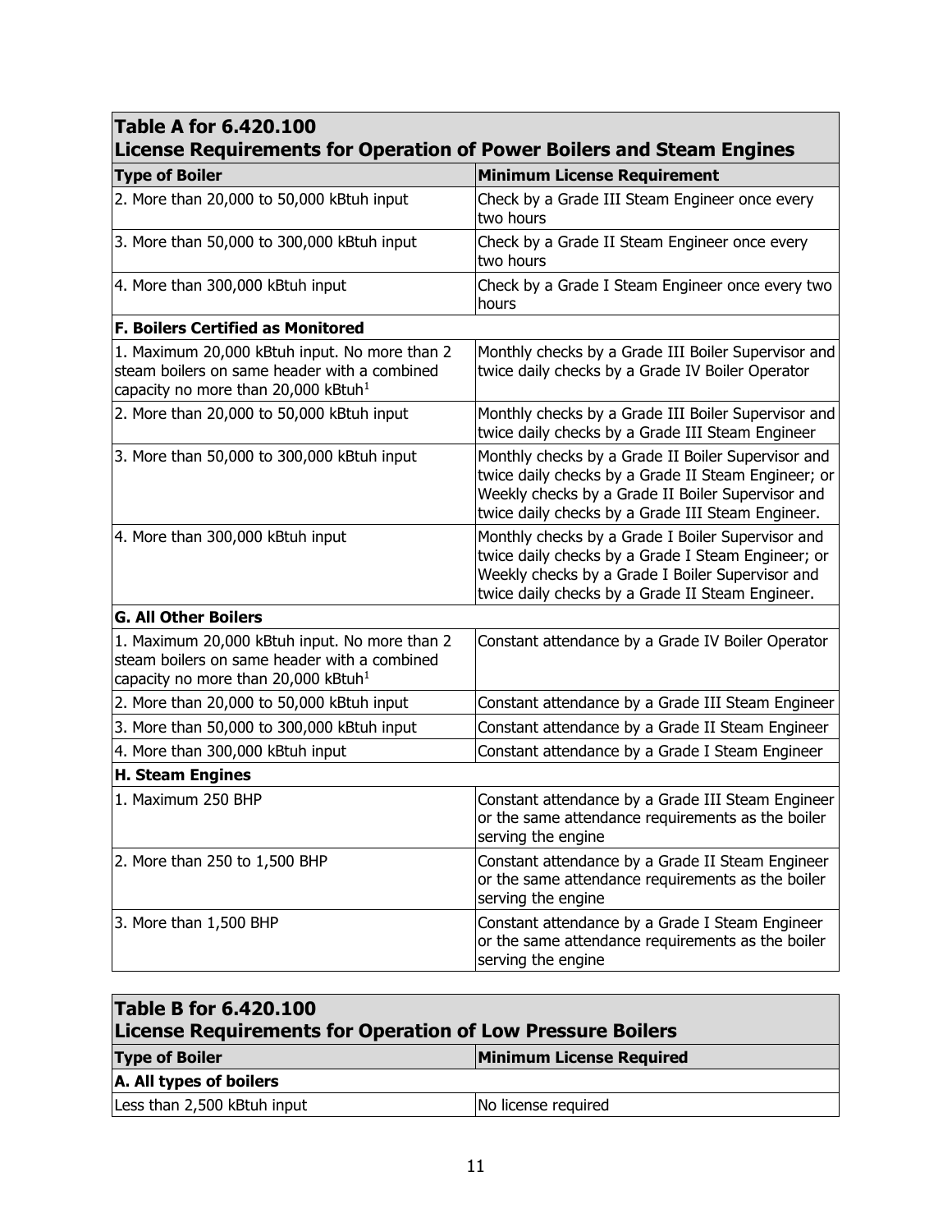| **Table A for 6.420.100<br>License Requirements for Operation of Power Boilers and Steam Engines** | |
|---|---|
| **Type of Boiler** | **Minimum License Requirement** |
| 2. More than 20,000 to 50,000 kBtuh input | Check by a Grade III Steam Engineer once every two hours |
| 3. More than 50,000 to 300,000 kBtuh input | Check by a Grade II Steam Engineer once every two hours |
| 4. More than 300,000 kBtuh input | Check by a Grade I Steam Engineer once every two hours |
| **F. Boilers Certified as Monitored** | |
| 1. Maximum 20,000 kBtuh input. No more than 2 steam boilers on same header with a combined capacity no more than 20,000 kBtuh[1] | Monthly checks by a Grade III Boiler Supervisor and twice daily checks by a Grade IV Boiler Operator |
| 2. More than 20,000 to 50,000 kBtuh input | Monthly checks by a Grade III Boiler Supervisor and twice daily checks by a Grade III Steam Engineer |
| 3. More than 50,000 to 300,000 kBtuh input | Monthly checks by a Grade II Boiler Supervisor and twice daily checks by a Grade II Steam Engineer; or Weekly checks by a Grade II Boiler Supervisor and twice daily checks by a Grade III Steam Engineer. |
| 4. More than 300,000 kBtuh input | Monthly checks by a Grade I Boiler Supervisor and twice daily checks by a Grade I Steam Engineer; or Weekly checks by a Grade I Boiler Supervisor and twice daily checks by a Grade II Steam Engineer. |
| **G. All Other Boilers** | |
| 1. Maximum 20,000 kBtuh input. No more than 2 steam boilers on same header with a combined capacity no more than 20,000 kBtuh[1] | Constant attendance by a Grade IV Boiler Operator |
| 2. More than 20,000 to 50,000 kBtuh input | Constant attendance by a Grade III Steam Engineer |
| 3. More than 50,000 to 300,000 kBtuh input | Constant attendance by a Grade II Steam Engineer |
| 4. More than 300,000 kBtuh input | Constant attendance by a Grade I Steam Engineer |
| **H. Steam Engines** | |
| 1. Maximum 250 BHP | Constant attendance by a Grade III Steam Engineer or the same attendance requirements as the boiler serving the engine |
| 2. More than 250 to 1,500 BHP | Constant attendance by a Grade II Steam Engineer or the same attendance requirements as the boiler serving the engine |
| 3. More than 1,500 BHP | Constant attendance by a Grade I Steam Engineer or the same attendance requirements as the boiler serving the engine |

| **Table B for 6.420.100<br>License Requirements for Operation of Low Pressure Boilers** | |
|---|---|
| **Type of Boiler** | **Minimum License Required** |
| **A. All types of boilers** | |
| Less than 2,500 kBtuh input | No license required |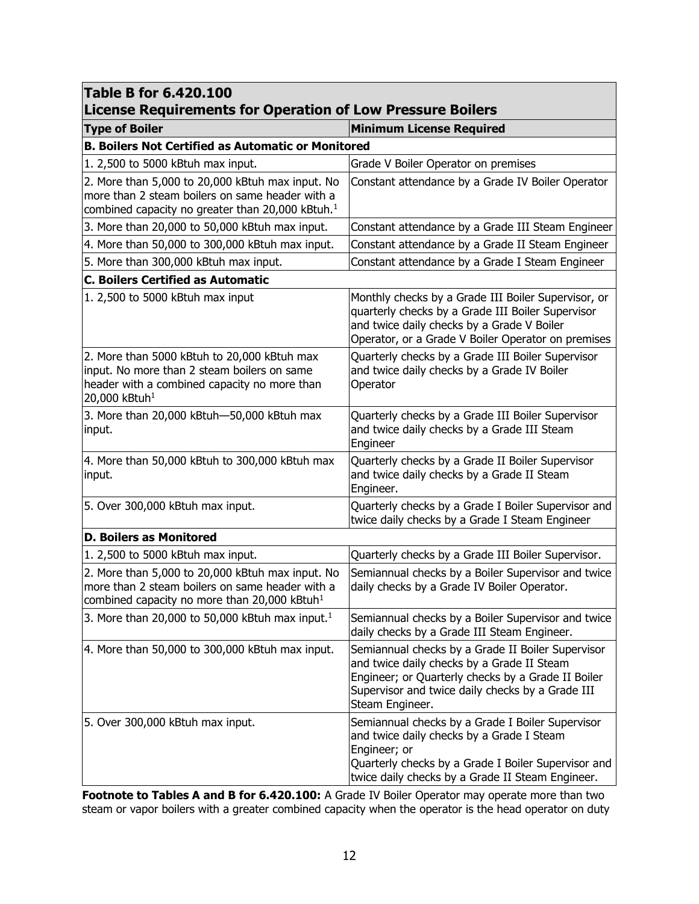| **Table B for 6.420.100 License Requirements for Operation of Low Pressure Boilers** | |
|---|---|
| **Type of Boiler** | **Minimum License Required** |
| **B. Boilers Not Certified as Automatic or Monitored** | |
| 1. 2,500 to 5000 kBtuh max input. | Grade V Boiler Operator on premises |
| 2. More than 5,000 to 20,000 kBtuh max input. No more than 2 steam boilers on same header with a combined capacity no greater than 20,000 kBtuh.[1] | Constant attendance by a Grade IV Boiler Operator |
| 3. More than 20,000 to 50,000 kBtuh max input. | Constant attendance by a Grade III Steam Engineer |
| 4. More than 50,000 to 300,000 kBtuh max input. | Constant attendance by a Grade II Steam Engineer |
| 5. More than 300,000 kBtuh max input. | Constant attendance by a Grade I Steam Engineer |
| **C. Boilers Certified as Automatic** | |
| 1. 2,500 to 5000 kBtuh max input | Monthly checks by a Grade III Boiler Supervisor, or quarterly checks by a Grade III Boiler Supervisor and twice daily checks by a Grade V Boiler Operator, or a Grade V Boiler Operator on premises |
| 2. More than 5000 kBtuh to 20,000 kBtuh max input. No more than 2 steam boilers on same header with a combined capacity no more than 20,000 kBtuh[1] | Quarterly checks by a Grade III Boiler Supervisor and twice daily checks by a Grade IV Boiler Operator |
| 3. More than 20,000 kBtuh—50,000 kBtuh max input. | Quarterly checks by a Grade III Boiler Supervisor and twice daily checks by a Grade III Steam Engineer |
| 4. More than 50,000 kBtuh to 300,000 kBtuh max input. | Quarterly checks by a Grade II Boiler Supervisor and twice daily checks by a Grade II Steam Engineer. |
| 5. Over 300,000 kBtuh max input. | Quarterly checks by a Grade I Boiler Supervisor and twice daily checks by a Grade I Steam Engineer |
| **D. Boilers as Monitored** | |
| 1. 2,500 to 5000 kBtuh max input. | Quarterly checks by a Grade III Boiler Supervisor. |
| 2. More than 5,000 to 20,000 kBtuh max input. No more than 2 steam boilers on same header with a combined capacity no more than 20,000 kBtuh[1] | Semiannual checks by a Boiler Supervisor and twice daily checks by a Grade IV Boiler Operator. |
| 3. More than 20,000 to 50,000 kBtuh max input.[1] | Semiannual checks by a Boiler Supervisor and twice daily checks by a Grade III Steam Engineer. |
| 4. More than 50,000 to 300,000 kBtuh max input. | Semiannual checks by a Grade II Boiler Supervisor and twice daily checks by a Grade II Steam Engineer; or Quarterly checks by a Grade II Boiler Supervisor and twice daily checks by a Grade III Steam Engineer. |
| 5. Over 300,000 kBtuh max input. | Semiannual checks by a Grade I Boiler Supervisor and twice daily checks by a Grade I Steam Engineer; or Quarterly checks by a Grade I Boiler Supervisor and twice daily checks by a Grade II Steam Engineer. |

**Footnote to Tables A and B for 6.420.100:** A Grade IV Boiler Operator may operate more than two steam or vapor boilers with a greater combined capacity when the operator is the head operator on duty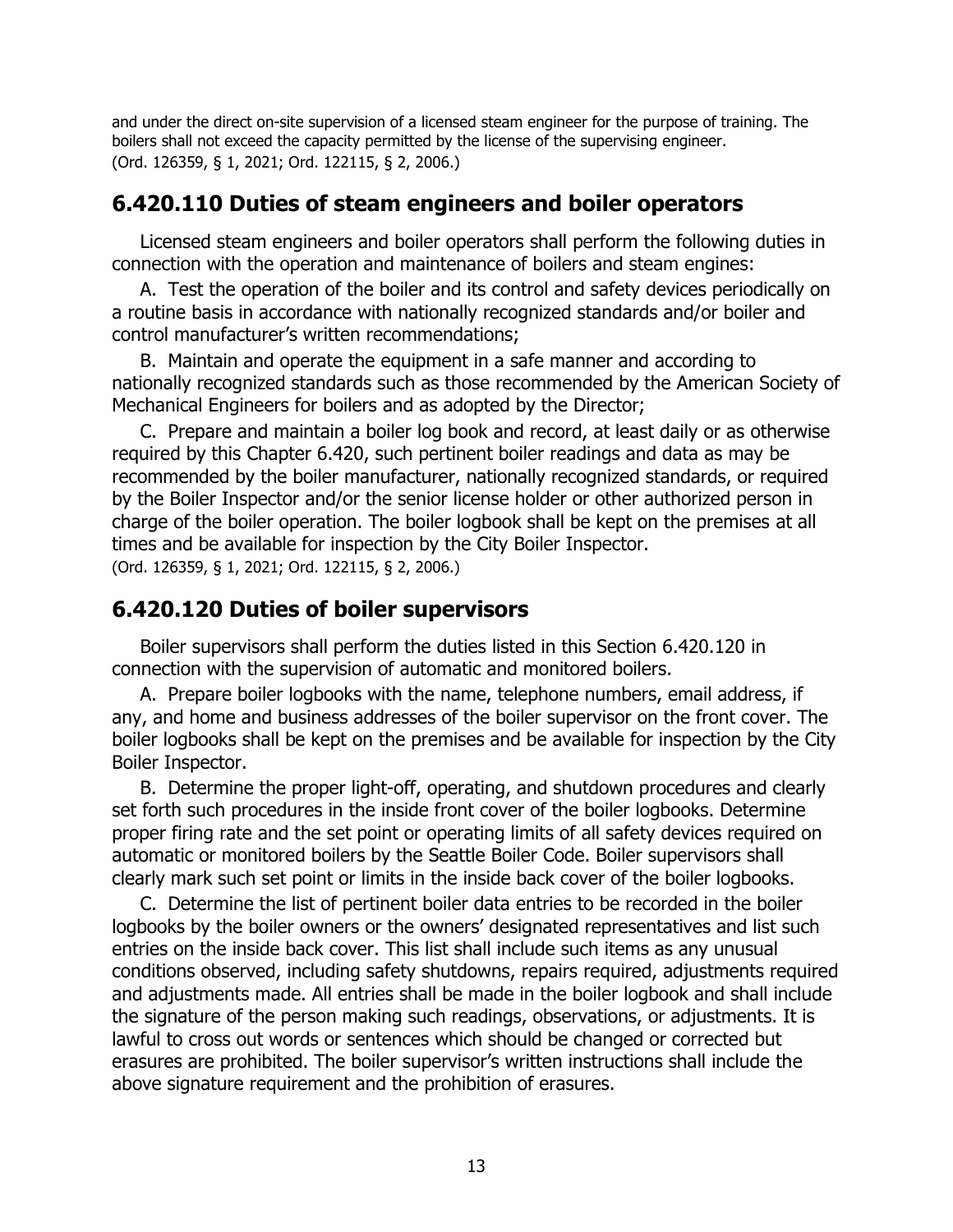and under the direct on-site supervision of a licensed steam engineer for the purpose of training. The boilers shall not exceed the capacity permitted by the license of the supervising engineer.
(Ord. 126359, § 1, 2021; Ord. 122115, § 2, 2006.)

## 6.420.110 Duties of steam engineers and boiler operators

Licensed steam engineers and boiler operators shall perform the following duties in connection with the operation and maintenance of boilers and steam engines:

A. Test the operation of the boiler and its control and safety devices periodically on a routine basis in accordance with nationally recognized standards and/or boiler and control manufacturer's written recommendations;

B. Maintain and operate the equipment in a safe manner and according to nationally recognized standards such as those recommended by the American Society of Mechanical Engineers for boilers and as adopted by the Director;

C. Prepare and maintain a boiler log book and record, at least daily or as otherwise required by this Chapter 6.420, such pertinent boiler readings and data as may be recommended by the boiler manufacturer, nationally recognized standards, or required by the Boiler Inspector and/or the senior license holder or other authorized person in charge of the boiler operation. The boiler logbook shall be kept on the premises at all times and be available for inspection by the City Boiler Inspector.
(Ord. 126359, § 1, 2021; Ord. 122115, § 2, 2006.)

## 6.420.120 Duties of boiler supervisors

Boiler supervisors shall perform the duties listed in this Section 6.420.120 in connection with the supervision of automatic and monitored boilers.

A. Prepare boiler logbooks with the name, telephone numbers, email address, if any, and home and business addresses of the boiler supervisor on the front cover. The boiler logbooks shall be kept on the premises and be available for inspection by the City Boiler Inspector.

B. Determine the proper light-off, operating, and shutdown procedures and clearly set forth such procedures in the inside front cover of the boiler logbooks. Determine proper firing rate and the set point or operating limits of all safety devices required on automatic or monitored boilers by the Seattle Boiler Code. Boiler supervisors shall clearly mark such set point or limits in the inside back cover of the boiler logbooks.

C. Determine the list of pertinent boiler data entries to be recorded in the boiler logbooks by the boiler owners or the owners' designated representatives and list such entries on the inside back cover. This list shall include such items as any unusual conditions observed, including safety shutdowns, repairs required, adjustments required and adjustments made. All entries shall be made in the boiler logbook and shall include the signature of the person making such readings, observations, or adjustments. It is lawful to cross out words or sentences which should be changed or corrected but erasures are prohibited. The boiler supervisor's written instructions shall include the above signature requirement and the prohibition of erasures.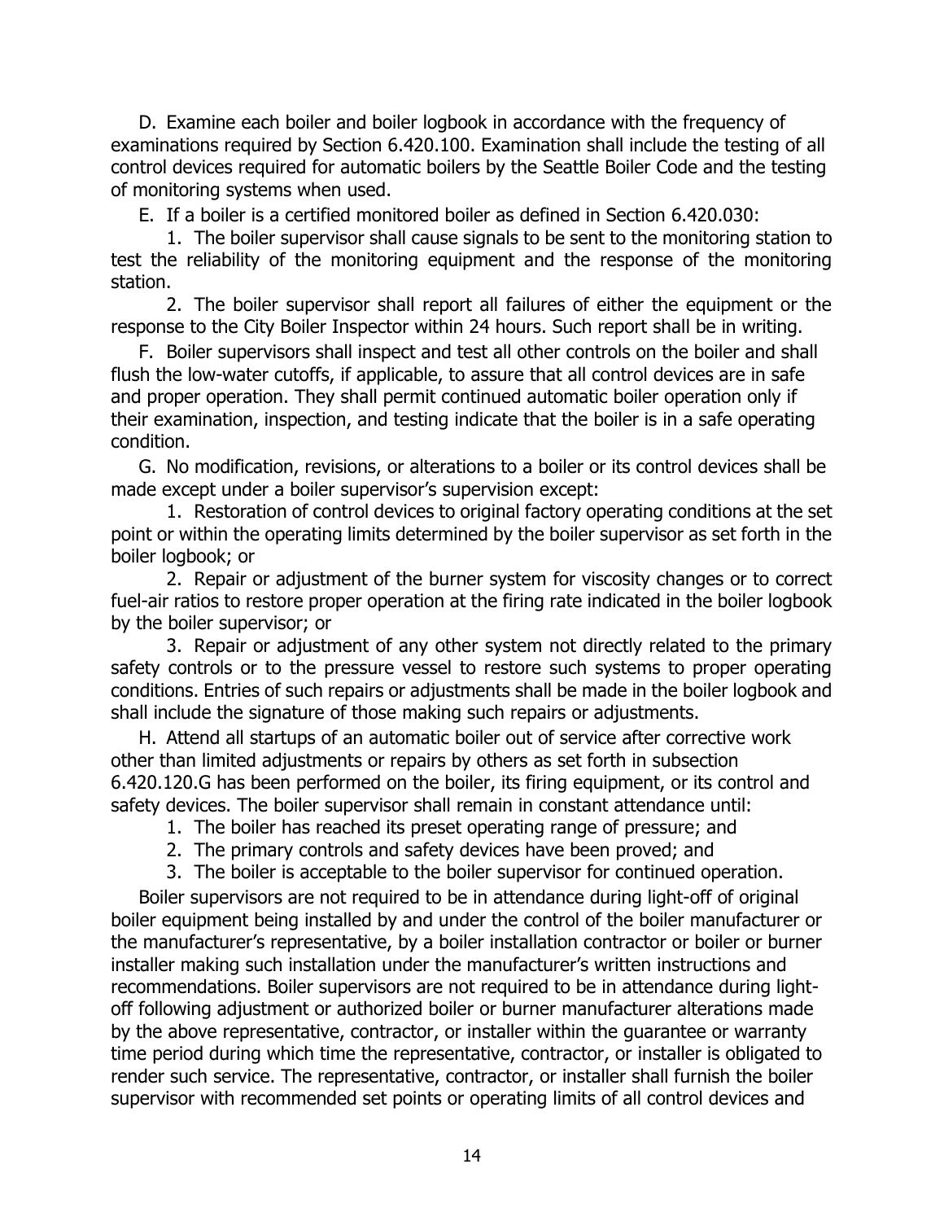D. Examine each boiler and boiler logbook in accordance with the frequency of examinations required by Section 6.420.100. Examination shall include the testing of all control devices required for automatic boilers by the Seattle Boiler Code and the testing of monitoring systems when used.

E. If a boiler is a certified monitored boiler as defined in Section 6.420.030:

1. The boiler supervisor shall cause signals to be sent to the monitoring station to test the reliability of the monitoring equipment and the response of the monitoring station.

2. The boiler supervisor shall report all failures of either the equipment or the response to the City Boiler Inspector within 24 hours. Such report shall be in writing.

F. Boiler supervisors shall inspect and test all other controls on the boiler and shall flush the low-water cutoffs, if applicable, to assure that all control devices are in safe and proper operation. They shall permit continued automatic boiler operation only if their examination, inspection, and testing indicate that the boiler is in a safe operating condition.

G. No modification, revisions, or alterations to a boiler or its control devices shall be made except under a boiler supervisor's supervision except:

1. Restoration of control devices to original factory operating conditions at the set point or within the operating limits determined by the boiler supervisor as set forth in the boiler logbook; or

2. Repair or adjustment of the burner system for viscosity changes or to correct fuel-air ratios to restore proper operation at the firing rate indicated in the boiler logbook by the boiler supervisor; or

3. Repair or adjustment of any other system not directly related to the primary safety controls or to the pressure vessel to restore such systems to proper operating conditions. Entries of such repairs or adjustments shall be made in the boiler logbook and shall include the signature of those making such repairs or adjustments.

H. Attend all startups of an automatic boiler out of service after corrective work other than limited adjustments or repairs by others as set forth in subsection 6.420.120.G has been performed on the boiler, its firing equipment, or its control and safety devices. The boiler supervisor shall remain in constant attendance until:

1. The boiler has reached its preset operating range of pressure; and
2. The primary controls and safety devices have been proved; and
3. The boiler is acceptable to the boiler supervisor for continued operation.

Boiler supervisors are not required to be in attendance during light-off of original boiler equipment being installed by and under the control of the boiler manufacturer or the manufacturer's representative, by a boiler installation contractor or boiler or burner installer making such installation under the manufacturer's written instructions and recommendations. Boiler supervisors are not required to be in attendance during light-off following adjustment or authorized boiler or burner manufacturer alterations made by the above representative, contractor, or installer within the guarantee or warranty time period during which time the representative, contractor, or installer is obligated to render such service. The representative, contractor, or installer shall furnish the boiler supervisor with recommended set points or operating limits of all control devices and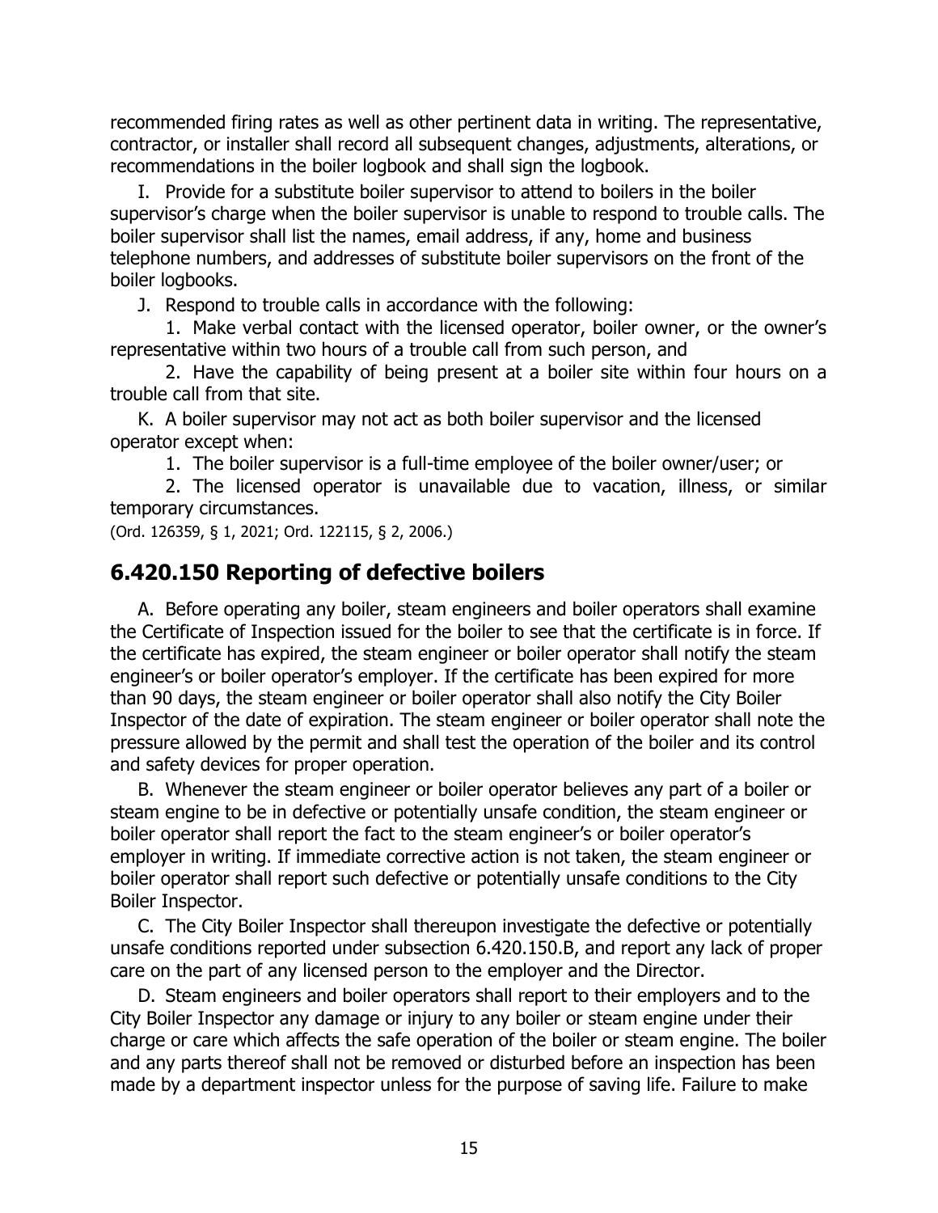recommended firing rates as well as other pertinent data in writing. The representative, contractor, or installer shall record all subsequent changes, adjustments, alterations, or recommendations in the boiler logbook and shall sign the logbook.

I. Provide for a substitute boiler supervisor to attend to boilers in the boiler supervisor's charge when the boiler supervisor is unable to respond to trouble calls. The boiler supervisor shall list the names, email address, if any, home and business telephone numbers, and addresses of substitute boiler supervisors on the front of the boiler logbooks.

J. Respond to trouble calls in accordance with the following:

1. Make verbal contact with the licensed operator, boiler owner, or the owner's representative within two hours of a trouble call from such person, and

2. Have the capability of being present at a boiler site within four hours on a trouble call from that site.

K. A boiler supervisor may not act as both boiler supervisor and the licensed operator except when:

1. The boiler supervisor is a full-time employee of the boiler owner/user; or

2. The licensed operator is unavailable due to vacation, illness, or similar temporary circumstances.

(Ord. 126359, § 1, 2021; Ord. 122115, § 2, 2006.)

## 6.420.150 Reporting of defective boilers

A. Before operating any boiler, steam engineers and boiler operators shall examine the Certificate of Inspection issued for the boiler to see that the certificate is in force. If the certificate has expired, the steam engineer or boiler operator shall notify the steam engineer's or boiler operator's employer. If the certificate has been expired for more than 90 days, the steam engineer or boiler operator shall also notify the City Boiler Inspector of the date of expiration. The steam engineer or boiler operator shall note the pressure allowed by the permit and shall test the operation of the boiler and its control and safety devices for proper operation.

B. Whenever the steam engineer or boiler operator believes any part of a boiler or steam engine to be in defective or potentially unsafe condition, the steam engineer or boiler operator shall report the fact to the steam engineer's or boiler operator's employer in writing. If immediate corrective action is not taken, the steam engineer or boiler operator shall report such defective or potentially unsafe conditions to the City Boiler Inspector.

C. The City Boiler Inspector shall thereupon investigate the defective or potentially unsafe conditions reported under subsection 6.420.150.B, and report any lack of proper care on the part of any licensed person to the employer and the Director.

D. Steam engineers and boiler operators shall report to their employers and to the City Boiler Inspector any damage or injury to any boiler or steam engine under their charge or care which affects the safe operation of the boiler or steam engine. The boiler and any parts thereof shall not be removed or disturbed before an inspection has been made by a department inspector unless for the purpose of saving life. Failure to make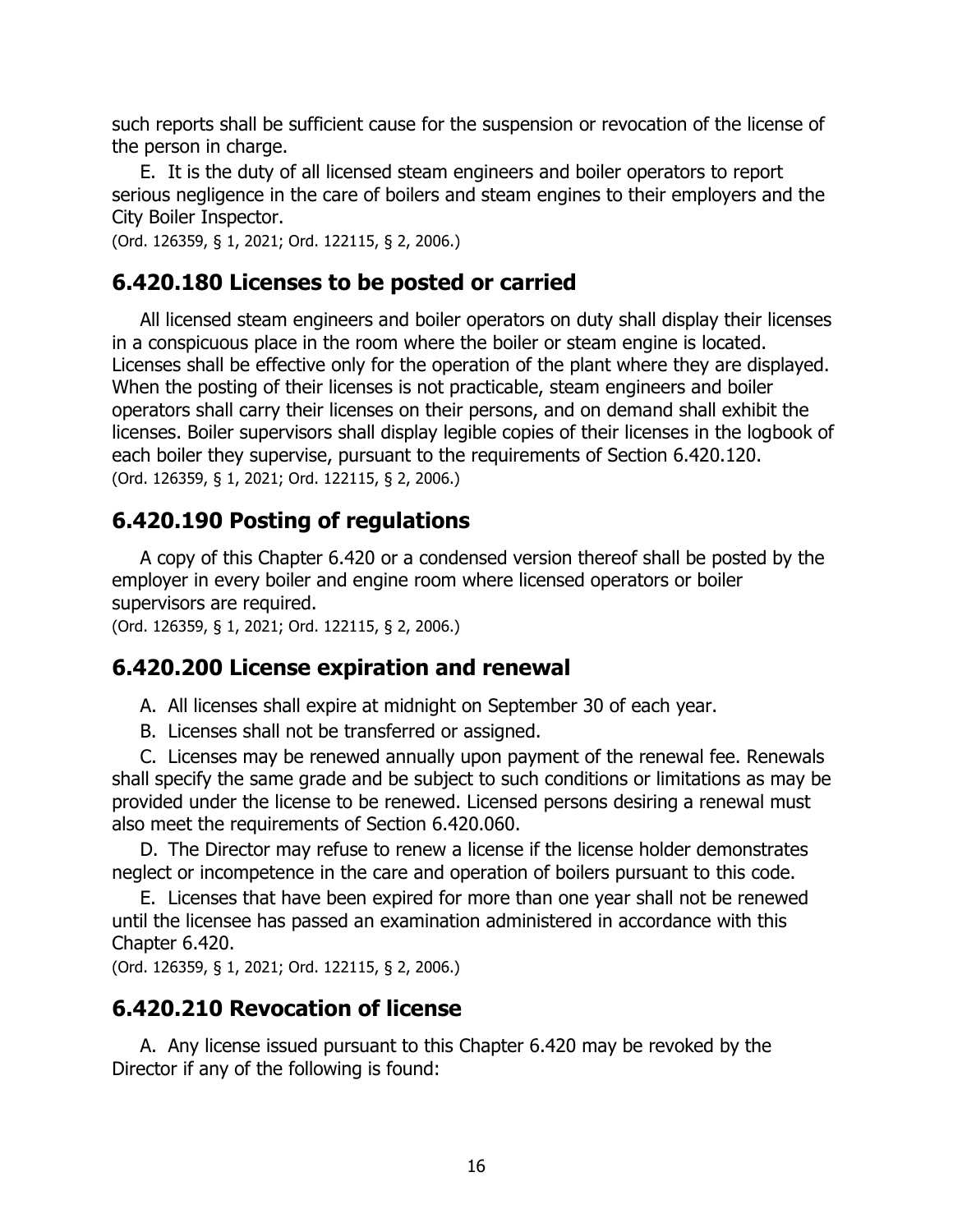such reports shall be sufficient cause for the suspension or revocation of the license of the person in charge.

E. It is the duty of all licensed steam engineers and boiler operators to report serious negligence in the care of boilers and steam engines to their employers and the City Boiler Inspector.

(Ord. 126359, § 1, 2021; Ord. 122115, § 2, 2006.)

## 6.420.180 Licenses to be posted or carried

All licensed steam engineers and boiler operators on duty shall display their licenses in a conspicuous place in the room where the boiler or steam engine is located. Licenses shall be effective only for the operation of the plant where they are displayed. When the posting of their licenses is not practicable, steam engineers and boiler operators shall carry their licenses on their persons, and on demand shall exhibit the licenses. Boiler supervisors shall display legible copies of their licenses in the logbook of each boiler they supervise, pursuant to the requirements of Section 6.420.120.

(Ord. 126359, § 1, 2021; Ord. 122115, § 2, 2006.)

## 6.420.190 Posting of regulations

A copy of this Chapter 6.420 or a condensed version thereof shall be posted by the employer in every boiler and engine room where licensed operators or boiler supervisors are required.

(Ord. 126359, § 1, 2021; Ord. 122115, § 2, 2006.)

## 6.420.200 License expiration and renewal

A. All licenses shall expire at midnight on September 30 of each year.

B. Licenses shall not be transferred or assigned.

C. Licenses may be renewed annually upon payment of the renewal fee. Renewals shall specify the same grade and be subject to such conditions or limitations as may be provided under the license to be renewed. Licensed persons desiring a renewal must also meet the requirements of Section 6.420.060.

D. The Director may refuse to renew a license if the license holder demonstrates neglect or incompetence in the care and operation of boilers pursuant to this code.

E. Licenses that have been expired for more than one year shall not be renewed until the licensee has passed an examination administered in accordance with this Chapter 6.420.

(Ord. 126359, § 1, 2021; Ord. 122115, § 2, 2006.)

## 6.420.210 Revocation of license

A. Any license issued pursuant to this Chapter 6.420 may be revoked by the Director if any of the following is found: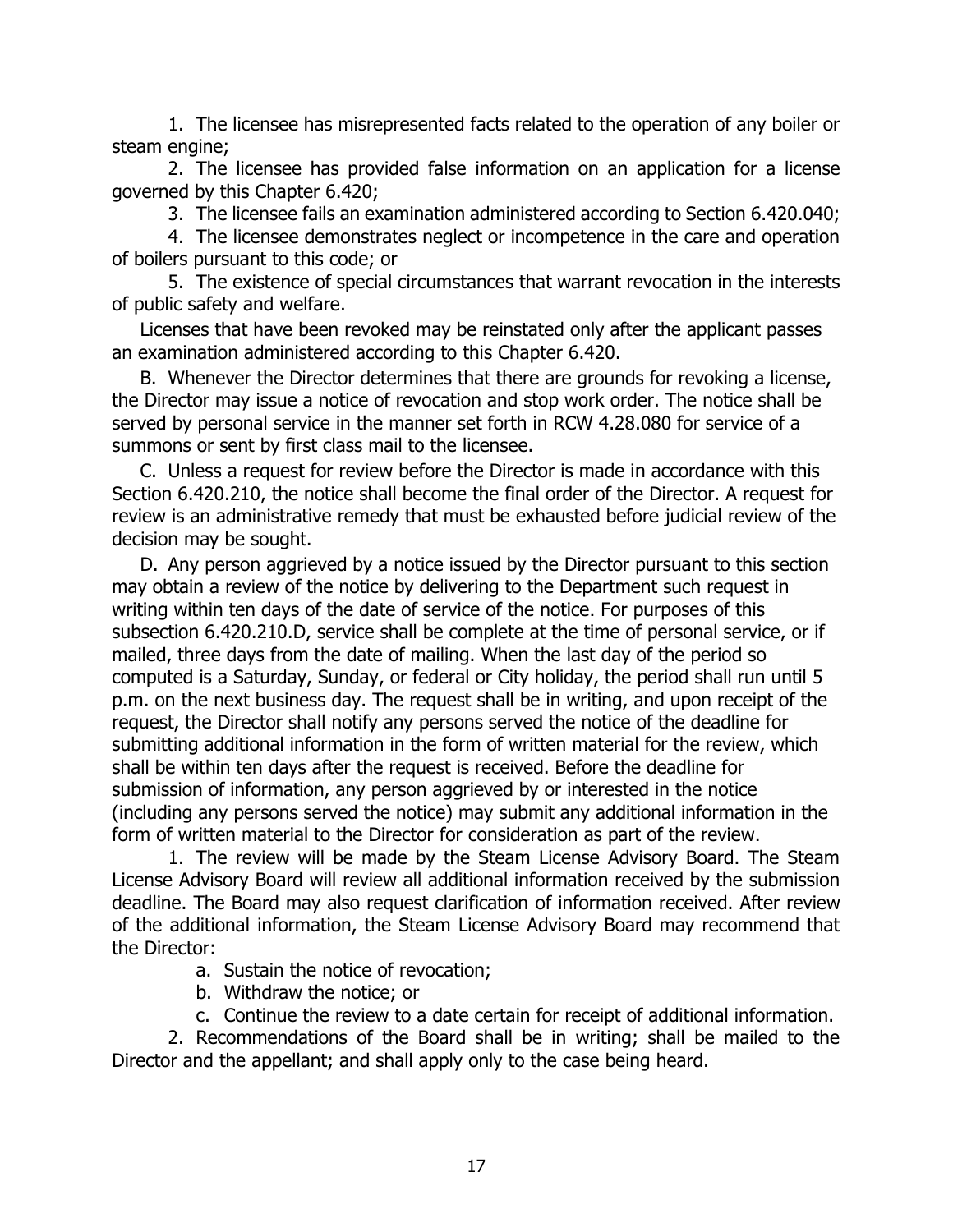1. The licensee has misrepresented facts related to the operation of any boiler or steam engine;

2. The licensee has provided false information on an application for a license governed by this Chapter 6.420;

3. The licensee fails an examination administered according to Section 6.420.040;

4. The licensee demonstrates neglect or incompetence in the care and operation of boilers pursuant to this code; or

5. The existence of special circumstances that warrant revocation in the interests of public safety and welfare.

Licenses that have been revoked may be reinstated only after the applicant passes an examination administered according to this Chapter 6.420.

B. Whenever the Director determines that there are grounds for revoking a license, the Director may issue a notice of revocation and stop work order. The notice shall be served by personal service in the manner set forth in RCW 4.28.080 for service of a summons or sent by first class mail to the licensee.

C. Unless a request for review before the Director is made in accordance with this Section 6.420.210, the notice shall become the final order of the Director. A request for review is an administrative remedy that must be exhausted before judicial review of the decision may be sought.

D. Any person aggrieved by a notice issued by the Director pursuant to this section may obtain a review of the notice by delivering to the Department such request in writing within ten days of the date of service of the notice. For purposes of this subsection 6.420.210.D, service shall be complete at the time of personal service, or if mailed, three days from the date of mailing. When the last day of the period so computed is a Saturday, Sunday, or federal or City holiday, the period shall run until 5 p.m. on the next business day. The request shall be in writing, and upon receipt of the request, the Director shall notify any persons served the notice of the deadline for submitting additional information in the form of written material for the review, which shall be within ten days after the request is received. Before the deadline for submission of information, any person aggrieved by or interested in the notice (including any persons served the notice) may submit any additional information in the form of written material to the Director for consideration as part of the review.

1. The review will be made by the Steam License Advisory Board. The Steam License Advisory Board will review all additional information received by the submission deadline. The Board may also request clarification of information received. After review of the additional information, the Steam License Advisory Board may recommend that the Director:

   a. Sustain the notice of revocation;

   b. Withdraw the notice; or

   c. Continue the review to a date certain for receipt of additional information.

2. Recommendations of the Board shall be in writing; shall be mailed to the Director and the appellant; and shall apply only to the case being heard.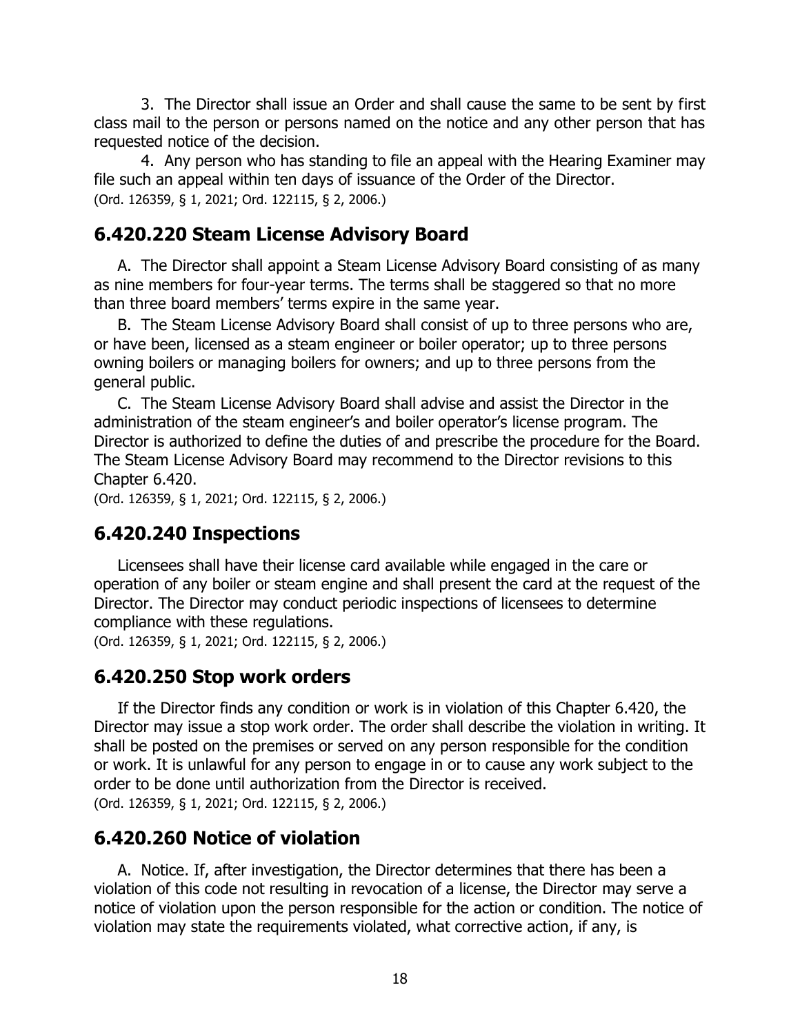3. The Director shall issue an Order and shall cause the same to be sent by first class mail to the person or persons named on the notice and any other person that has requested notice of the decision.

4. Any person who has standing to file an appeal with the Hearing Examiner may file such an appeal within ten days of issuance of the Order of the Director.

(Ord. 126359, § 1, 2021; Ord. 122115, § 2, 2006.)

## 6.420.220 Steam License Advisory Board

A. The Director shall appoint a Steam License Advisory Board consisting of as many as nine members for four-year terms. The terms shall be staggered so that no more than three board members' terms expire in the same year.

B. The Steam License Advisory Board shall consist of up to three persons who are, or have been, licensed as a steam engineer or boiler operator; up to three persons owning boilers or managing boilers for owners; and up to three persons from the general public.

C. The Steam License Advisory Board shall advise and assist the Director in the administration of the steam engineer's and boiler operator's license program. The Director is authorized to define the duties of and prescribe the procedure for the Board. The Steam License Advisory Board may recommend to the Director revisions to this Chapter 6.420.

(Ord. 126359, § 1, 2021; Ord. 122115, § 2, 2006.)

## 6.420.240 Inspections

Licensees shall have their license card available while engaged in the care or operation of any boiler or steam engine and shall present the card at the request of the Director. The Director may conduct periodic inspections of licensees to determine compliance with these regulations.

(Ord. 126359, § 1, 2021; Ord. 122115, § 2, 2006.)

## 6.420.250 Stop work orders

If the Director finds any condition or work is in violation of this Chapter 6.420, the Director may issue a stop work order. The order shall describe the violation in writing. It shall be posted on the premises or served on any person responsible for the condition or work. It is unlawful for any person to engage in or to cause any work subject to the order to be done until authorization from the Director is received.

(Ord. 126359, § 1, 2021; Ord. 122115, § 2, 2006.)

## 6.420.260 Notice of violation

A. Notice. If, after investigation, the Director determines that there has been a violation of this code not resulting in revocation of a license, the Director may serve a notice of violation upon the person responsible for the action or condition. The notice of violation may state the requirements violated, what corrective action, if any, is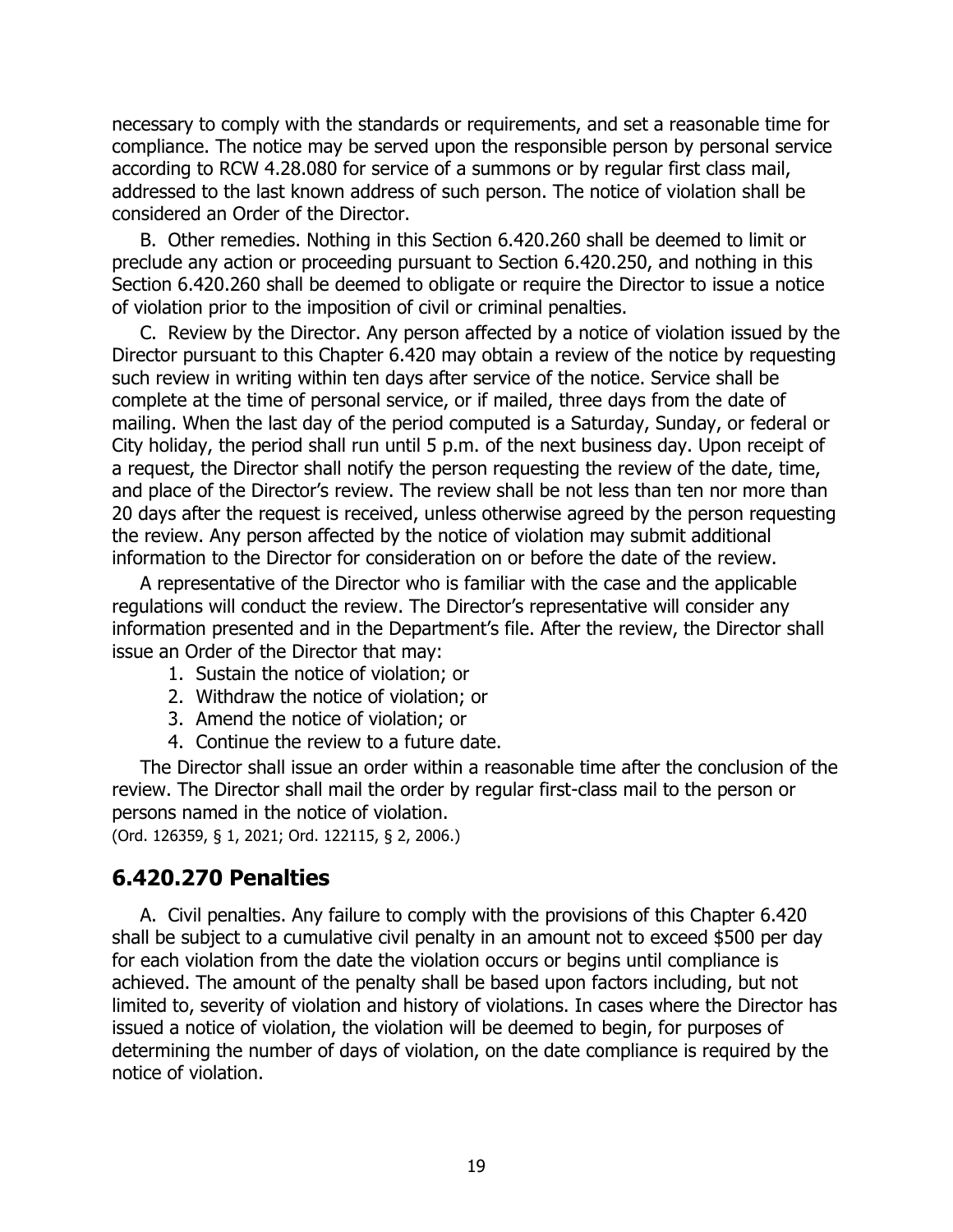necessary to comply with the standards or requirements, and set a reasonable time for compliance. The notice may be served upon the responsible person by personal service according to RCW 4.28.080 for service of a summons or by regular first class mail, addressed to the last known address of such person. The notice of violation shall be considered an Order of the Director.

B. Other remedies. Nothing in this Section 6.420.260 shall be deemed to limit or preclude any action or proceeding pursuant to Section 6.420.250, and nothing in this Section 6.420.260 shall be deemed to obligate or require the Director to issue a notice of violation prior to the imposition of civil or criminal penalties.

C. Review by the Director. Any person affected by a notice of violation issued by the Director pursuant to this Chapter 6.420 may obtain a review of the notice by requesting such review in writing within ten days after service of the notice. Service shall be complete at the time of personal service, or if mailed, three days from the date of mailing. When the last day of the period computed is a Saturday, Sunday, or federal or City holiday, the period shall run until 5 p.m. of the next business day. Upon receipt of a request, the Director shall notify the person requesting the review of the date, time, and place of the Director's review. The review shall be not less than ten nor more than 20 days after the request is received, unless otherwise agreed by the person requesting the review. Any person affected by the notice of violation may submit additional information to the Director for consideration on or before the date of the review.

A representative of the Director who is familiar with the case and the applicable regulations will conduct the review. The Director's representative will consider any information presented and in the Department's file. After the review, the Director shall issue an Order of the Director that may:

1. Sustain the notice of violation; or
2. Withdraw the notice of violation; or
3. Amend the notice of violation; or
4. Continue the review to a future date.

The Director shall issue an order within a reasonable time after the conclusion of the review. The Director shall mail the order by regular first-class mail to the person or persons named in the notice of violation.

(Ord. 126359, § 1, 2021; Ord. 122115, § 2, 2006.)

## 6.420.270 Penalties

A. Civil penalties. Any failure to comply with the provisions of this Chapter 6.420 shall be subject to a cumulative civil penalty in an amount not to exceed $500 per day for each violation from the date the violation occurs or begins until compliance is achieved. The amount of the penalty shall be based upon factors including, but not limited to, severity of violation and history of violations. In cases where the Director has issued a notice of violation, the violation will be deemed to begin, for purposes of determining the number of days of violation, on the date compliance is required by the notice of violation.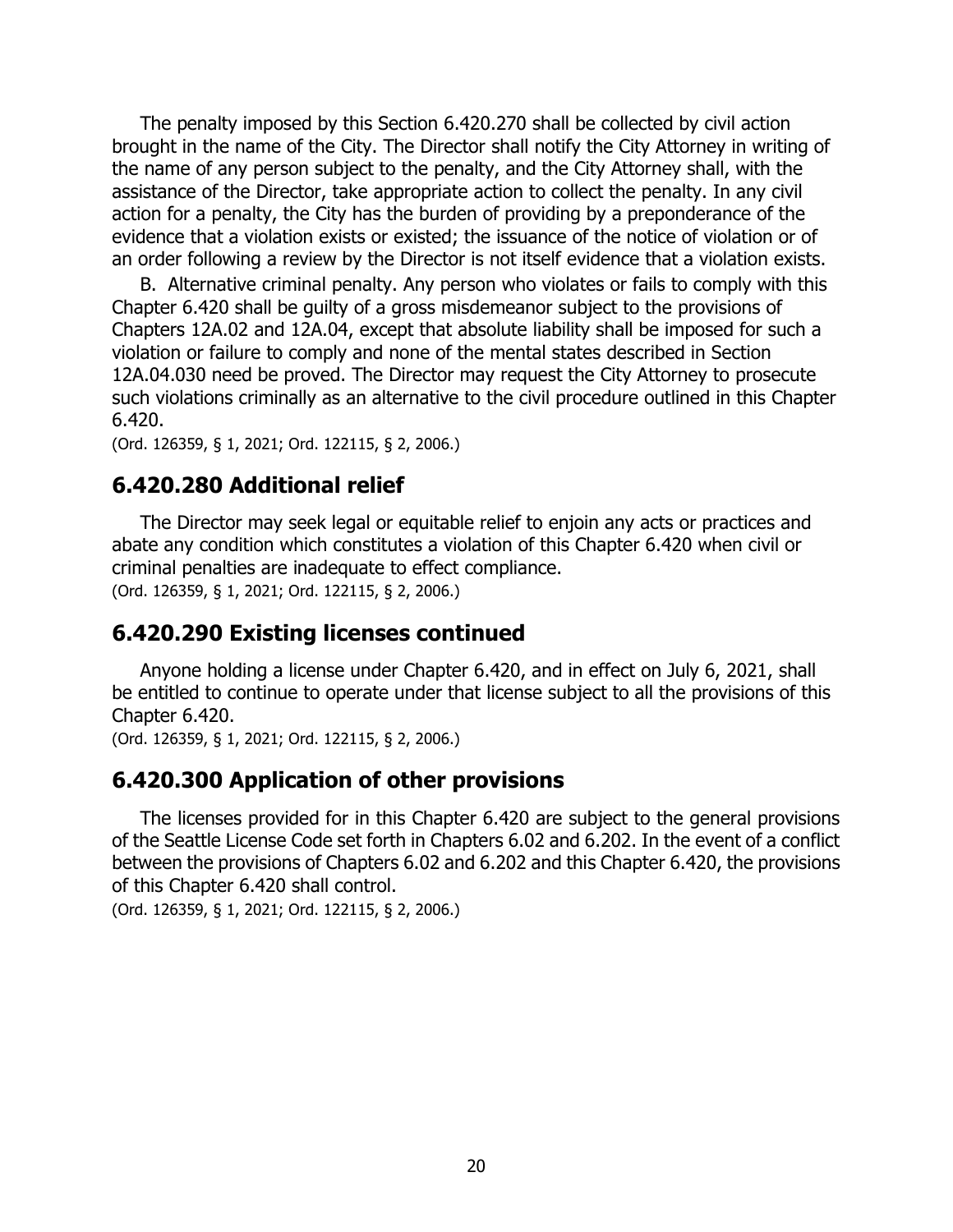The penalty imposed by this Section 6.420.270 shall be collected by civil action brought in the name of the City. The Director shall notify the City Attorney in writing of the name of any person subject to the penalty, and the City Attorney shall, with the assistance of the Director, take appropriate action to collect the penalty. In any civil action for a penalty, the City has the burden of providing by a preponderance of the evidence that a violation exists or existed; the issuance of the notice of violation or of an order following a review by the Director is not itself evidence that a violation exists.

B. Alternative criminal penalty. Any person who violates or fails to comply with this Chapter 6.420 shall be guilty of a gross misdemeanor subject to the provisions of Chapters 12A.02 and 12A.04, except that absolute liability shall be imposed for such a violation or failure to comply and none of the mental states described in Section 12A.04.030 need be proved. The Director may request the City Attorney to prosecute such violations criminally as an alternative to the civil procedure outlined in this Chapter 6.420.

(Ord. 126359, § 1, 2021; Ord. 122115, § 2, 2006.)

## 6.420.280 Additional relief

The Director may seek legal or equitable relief to enjoin any acts or practices and abate any condition which constitutes a violation of this Chapter 6.420 when civil or criminal penalties are inadequate to effect compliance.

(Ord. 126359, § 1, 2021; Ord. 122115, § 2, 2006.)

## 6.420.290 Existing licenses continued

Anyone holding a license under Chapter 6.420, and in effect on July 6, 2021, shall be entitled to continue to operate under that license subject to all the provisions of this Chapter 6.420.

(Ord. 126359, § 1, 2021; Ord. 122115, § 2, 2006.)

## 6.420.300 Application of other provisions

The licenses provided for in this Chapter 6.420 are subject to the general provisions of the Seattle License Code set forth in Chapters 6.02 and 6.202. In the event of a conflict between the provisions of Chapters 6.02 and 6.202 and this Chapter 6.420, the provisions of this Chapter 6.420 shall control.

(Ord. 126359, § 1, 2021; Ord. 122115, § 2, 2006.)